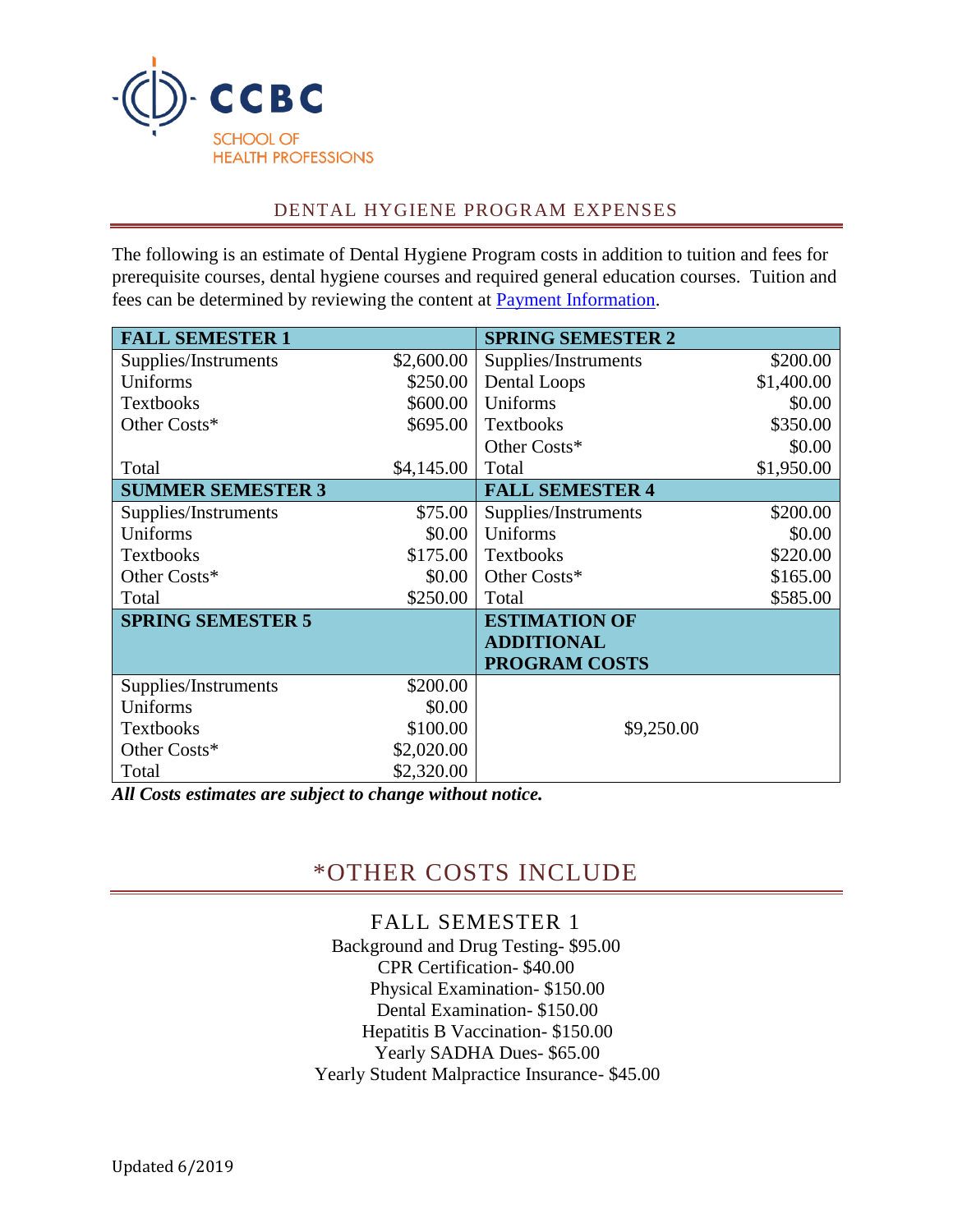CCBC

SCHOOL OF HEALTH PROFESSIONS

## DENTAL HYGIENE PROGRAM EXPENSES

The following is an estimate of Dental Hygiene Program costs in addition to tuition and fees for prerequisite courses, dental hygiene courses and required general education courses. Tuition and fees can be determined by reviewing the content at [Payment Information](#).

| **FALL SEMESTER 1** | | **SPRING SEMESTER 2** | |
|---|---|---|---|
| Supplies/Instruments | $2,600.00 | Supplies/Instruments | $200.00 |
| Uniforms | $250.00 | Dental Loops | $1,400.00 |
| Textbooks | $600.00 | Uniforms | $0.00 |
| Other Costs* | $695.00 | Textbooks | $350.00 |
| | | Other Costs* | $0.00 |
| Total | $4,145.00 | Total | $1,950.00 |
| **SUMMER SEMESTER 3** | | **FALL SEMESTER 4** | |
| Supplies/Instruments | $75.00 | Supplies/Instruments | $200.00 |
| Uniforms | $0.00 | Uniforms | $0.00 |
| Textbooks | $175.00 | Textbooks | $220.00 |
| Other Costs* | $0.00 | Other Costs* | $165.00 |
| Total | $250.00 | Total | $585.00 |
| **SPRING SEMESTER 5** | | **ESTIMATION OF ADDITIONAL PROGRAM COSTS** | |
| Supplies/Instruments | $200.00 | | |
| Uniforms | $0.00 | | |
| Textbooks | $100.00 | $9,250.00 | |
| Other Costs* | $2,020.00 | | |
| Total | $2,320.00 | | |

***All Costs estimates are subject to change without notice.***

## *OTHER COSTS INCLUDE

### FALL SEMESTER 1

Background and Drug Testing- $95.00
CPR Certification- $40.00
Physical Examination- $150.00
Dental Examination- $150.00
Hepatitis B Vaccination- $150.00
Yearly SADHA Dues- $65.00
Yearly Student Malpractice Insurance- $45.00

Updated 6/2019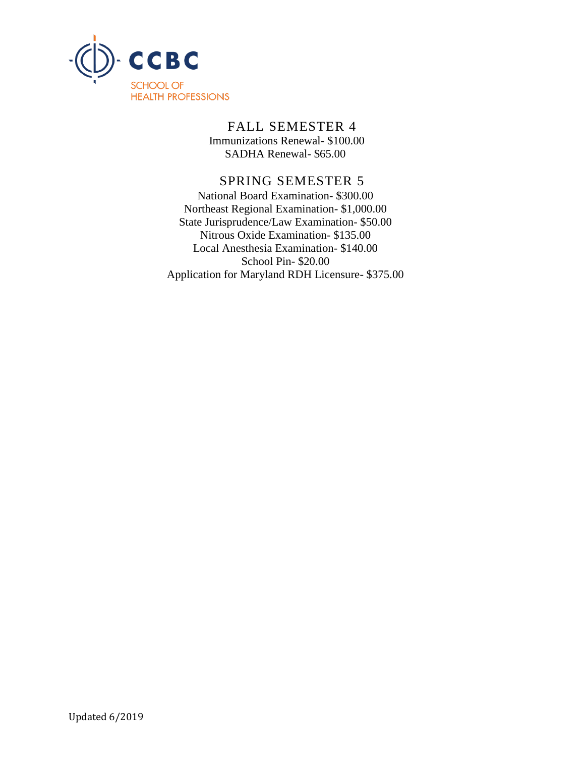CCBC

SCHOOL OF HEALTH PROFESSIONS

## FALL SEMESTER 4

Immunizations Renewal- $100.00
SADHA Renewal- $65.00

## SPRING SEMESTER 5

National Board Examination- $300.00
Northeast Regional Examination- $1,000.00
State Jurisprudence/Law Examination- $50.00
Nitrous Oxide Examination- $135.00
Local Anesthesia Examination- $140.00
School Pin- $20.00
Application for Maryland RDH Licensure- $375.00

Updated 6/2019